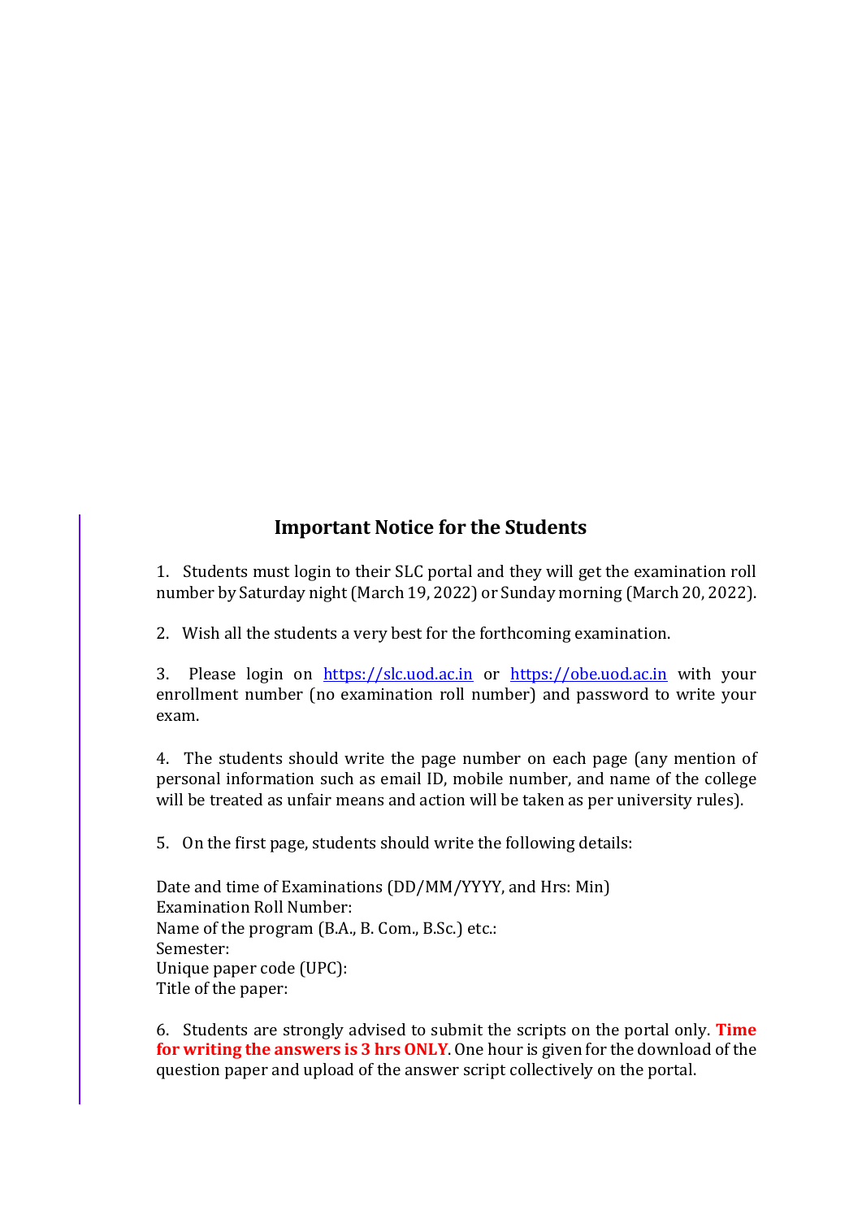## Important Notice for the Students

1. Students must login to their SLC portal and they will get the examination roll number by Saturday night (March 19, 2022) or Sunday morning (March 20, 2022).

2. Wish all the students a very best for the forthcoming examination.

3. Please login on https://slc.uod.ac.in or https://obe.uod.ac.in with your enrollment number (no examination roll number) and password to write your exam.

4. The students should write the page number on each page (any mention of personal information such as email ID, mobile number, and name of the college will be treated as unfair means and action will be taken as per university rules).

5. On the first page, students should write the following details:

Date and time of Examinations (DD/MM/YYYY, and Hrs: Min)
Examination Roll Number:
Name of the program (B.A., B. Com., B.Sc.) etc.:
Semester:
Unique paper code (UPC):
Title of the paper:

6. Students are strongly advised to submit the scripts on the portal only. **Time for writing the answers is 3 hrs ONLY**. One hour is given for the download of the question paper and upload of the answer script collectively on the portal.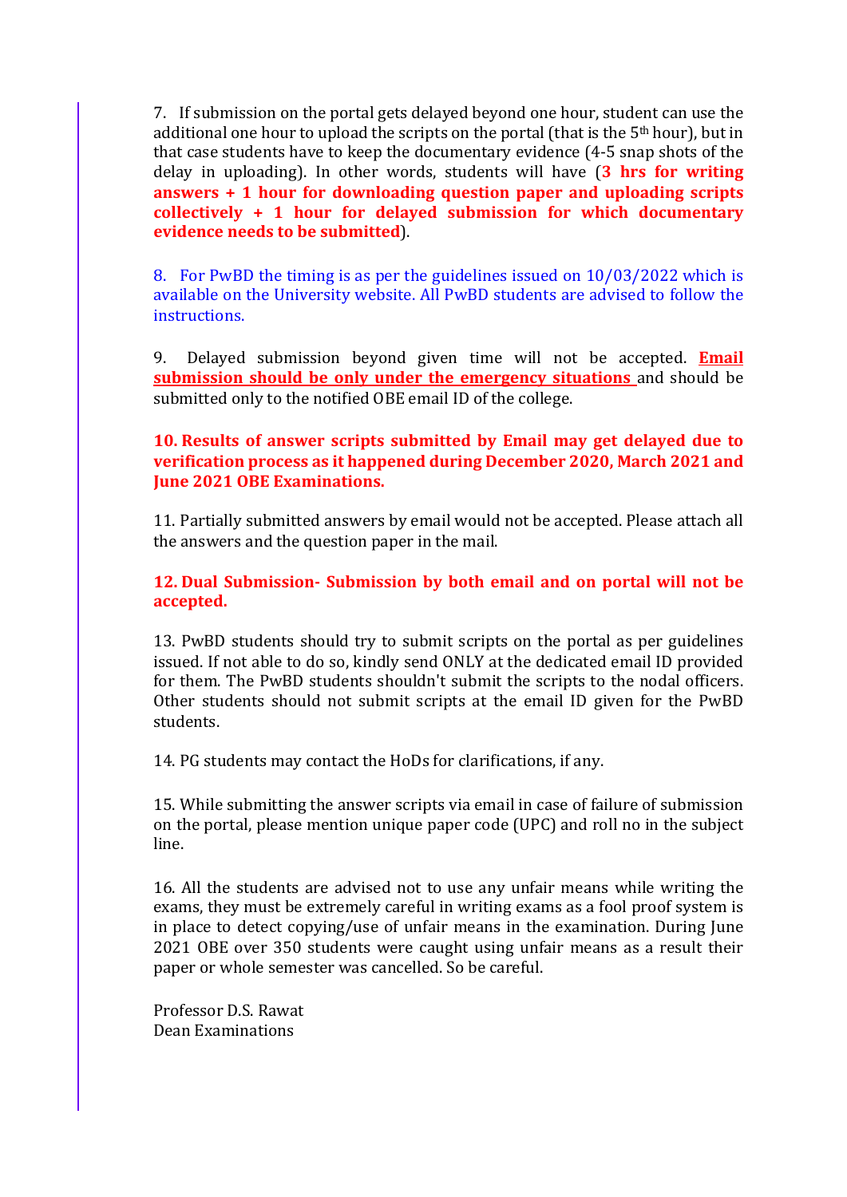7. If submission on the portal gets delayed beyond one hour, student can use the additional one hour to upload the scripts on the portal (that is the 5th hour), but in that case students have to keep the documentary evidence (4-5 snap shots of the delay in uploading). In other words, students will have (**3 hrs for writing answers + 1 hour for downloading question paper and uploading scripts collectively + 1 hour for delayed submission for which documentary evidence needs to be submitted**).

8. For PwBD the timing is as per the guidelines issued on 10/03/2022 which is available on the University website. All PwBD students are advised to follow the instructions.

9. Delayed submission beyond given time will not be accepted. **<u>Email submission should be only under the emergency situations</u>** and should be submitted only to the notified OBE email ID of the college.

**10. Results of answer scripts submitted by Email may get delayed due to verification process as it happened during December 2020, March 2021 and June 2021 OBE Examinations.**

11. Partially submitted answers by email would not be accepted. Please attach all the answers and the question paper in the mail.

**12. Dual Submission- Submission by both email and on portal will not be accepted.**

13. PwBD students should try to submit scripts on the portal as per guidelines issued. If not able to do so, kindly send ONLY at the dedicated email ID provided for them. The PwBD students shouldn't submit the scripts to the nodal officers. Other students should not submit scripts at the email ID given for the PwBD students.

14. PG students may contact the HoDs for clarifications, if any.

15. While submitting the answer scripts via email in case of failure of submission on the portal, please mention unique paper code (UPC) and roll no in the subject line.

16. All the students are advised not to use any unfair means while writing the exams, they must be extremely careful in writing exams as a fool proof system is in place to detect copying/use of unfair means in the examination. During June 2021 OBE over 350 students were caught using unfair means as a result their paper or whole semester was cancelled. So be careful.

Professor D.S. Rawat
Dean Examinations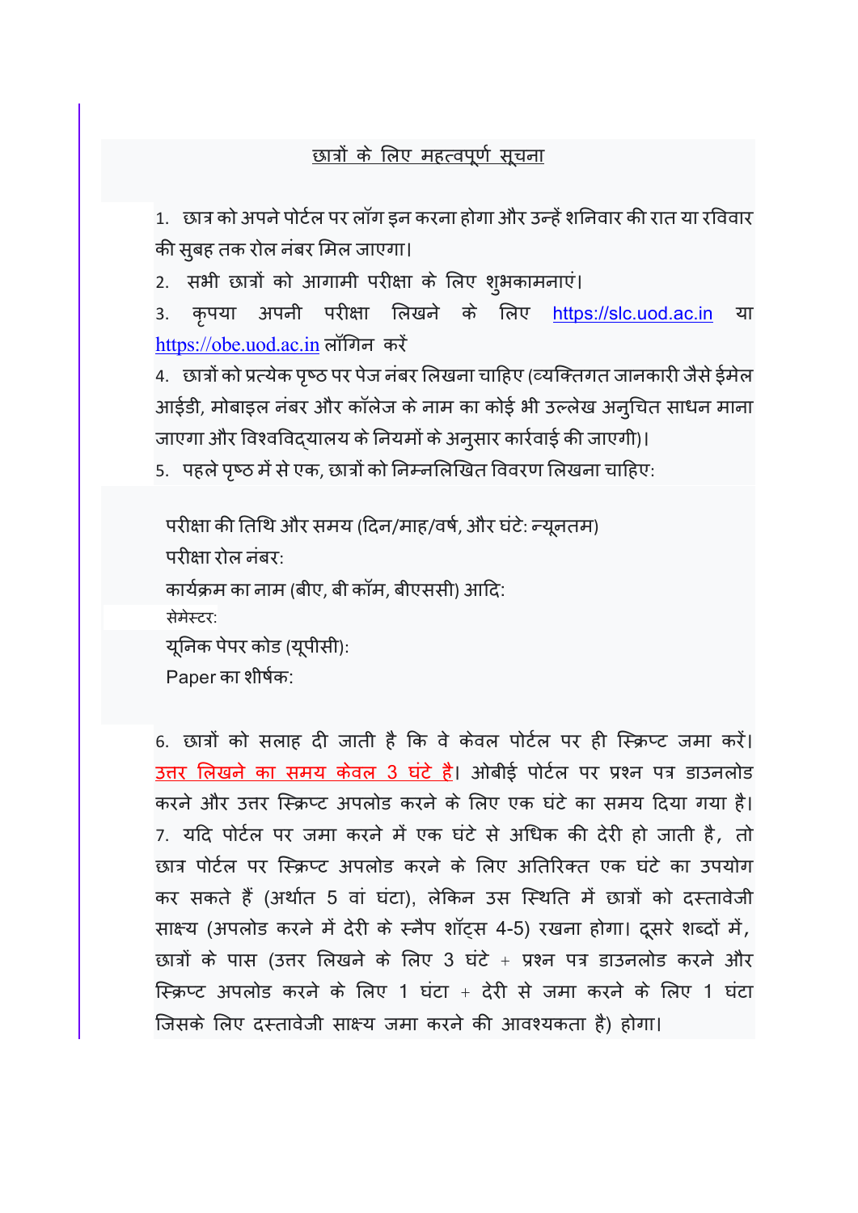## छात्रों के लिए महत्वपूर्ण सूचना

1. छात्र को अपने पोर्टल पर लॉग इन करना होगा और उन्हें शनिवार की रात या रविवार की सुबह तक रोल नंबर मिल जाएगा।
2. सभी छात्रों को आगामी परीक्षा के लिए शुभकामनाएं।
3. कृपया अपनी परीक्षा लिखने के लिए https://slc.uod.ac.in या https://obe.uod.ac.in लॉगिन करें
4. छात्रों को प्रत्येक पृष्ठ पर पेज नंबर लिखना चाहिए (व्यक्तिगत जानकारी जैसे ईमेल आईडी, मोबाइल नंबर और कॉलेज के नाम का कोई भी उल्लेख अनुचित साधन माना जाएगा और विश्वविद्यालय के नियमों के अनुसार कार्रवाई की जाएगी)।
5. पहले पृष्ठ में से एक, छात्रों को निम्नलिखित विवरण लिखना चाहिए:

    परीक्षा की तिथि और समय (दिन/माह/वर्ष, और घंटे: न्यूनतम)
    परीक्षा रोल नंबर:
    कार्यक्रम का नाम (बीए, बी कॉम, बीएससी) आदि:
    सेमेस्टर:
    यूनिक पेपर कोड (यूपीसी):
    Paper का शीर्षक:

6. छात्रों को सलाह दी जाती है कि वे केवल पोर्टल पर ही स्क्रिप्ट जमा करें। उत्तर लिखने का समय केवल 3 घंटे है। ओबीई पोर्टल पर प्रश्न पत्र डाउनलोड करने और उत्तर स्क्रिप्ट अपलोड करने के लिए एक घंटे का समय दिया गया है।
7. यदि पोर्टल पर जमा करने में एक घंटे से अधिक की देरी हो जाती है, तो छात्र पोर्टल पर स्क्रिप्ट अपलोड करने के लिए अतिरिक्त एक घंटे का उपयोग कर सकते हैं (अर्थात 5 वां घंटा), लेकिन उस स्थिति में छात्रों को दस्तावेजी साक्ष्य (अपलोड करने में देरी के स्नैप शॉट्स 4-5) रखना होगा। दूसरे शब्दों में, छात्रों के पास (उत्तर लिखने के लिए 3 घंटे + प्रश्न पत्र डाउनलोड करने और स्क्रिप्ट अपलोड करने के लिए 1 घंटा + देरी से जमा करने के लिए 1 घंटा जिसके लिए दस्तावेजी साक्ष्य जमा करने की आवश्यकता है) होगा।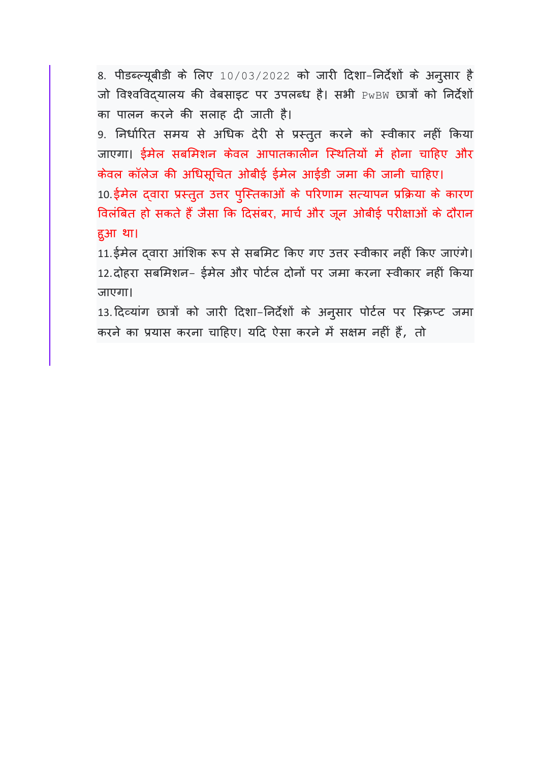8. पीडब्ल्यूबीडी के लिए 10/03/2022 को जारी दिशा-निर्देशों के अनुसार है जो विश्वविद्यालय की वेबसाइट पर उपलब्ध है। सभी PwBW छात्रों को निर्देशों का पालन करने की सलाह दी जाती है।

9. निर्धारित समय से अधिक देरी से प्रस्तुत करने को स्वीकार नहीं किया जाएगा। ईमेल सबमिशन केवल आपातकालीन स्थितियों में होना चाहिए और केवल कॉलेज की अधिसूचित ओबीई ईमेल आईडी जमा की जानी चाहिए।

10. ईमेल द्वारा प्रस्तुत उत्तर पुस्तिकाओं के परिणाम सत्यापन प्रक्रिया के कारण विलंबित हो सकते हैं जैसा कि दिसंबर, मार्च और जून ओबीई परीक्षाओं के दौरान हुआ था।

11. ईमेल द्वारा आंशिक रूप से सबमिट किए गए उत्तर स्वीकार नहीं किए जाएंगे।

12. दोहरा सबमिशन- ईमेल और पोर्टल दोनों पर जमा करना स्वीकार नहीं किया जाएगा।

13. दिव्यांग छात्रों को जारी दिशा-निर्देशों के अनुसार पोर्टल पर स्क्रिप्ट जमा करने का प्रयास करना चाहिए। यदि ऐसा करने में सक्षम नहीं हैं, तो